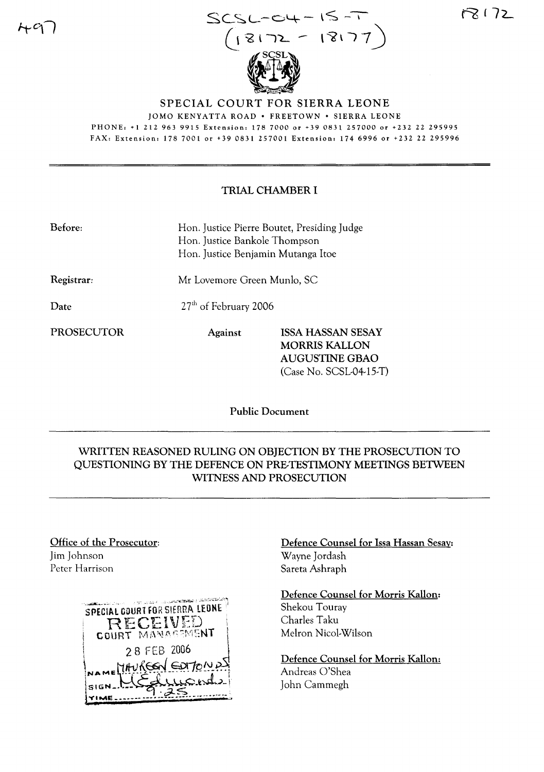SCSL-04-15-T
(18172 - 18177)

# SPECIAL COURT FOR SIERRA LEONE

JOMO KENYATTA ROAD • FREETOWN • SIERRA LEONE

PHONE: +1 212 963 9915 Extension: 178 7000 or +39 0831 257000 or +232 22 295995

FAX: Extension: 178 7001 or +39 0831 257001 Extension: 174 6996 or +232 22 295996

## TRIAL CHAMBER I

**Before:** Hon. Justice Pierre Boutet, Presiding Judge
Hon. Justice Bankole Thompson
Hon. Justice Benjamin Mutanga Itoe

**Registrar:** Mr Lovemore Green Munlo, SC

**Date** 27th of February 2006

**PROSECUTOR** **Against** **ISSA HASSAN SESAY**
**MORRIS KALLON**
**AUGUSTINE GBAO**
(Case No. SCSL-04-15-T)

**Public Document**

## WRITTEN REASONED RULING ON OBJECTION BY THE PROSECUTION TO QUESTIONING BY THE DEFENCE ON PRE-TESTIMONY MEETINGS BETWEEN WITNESS AND PROSECUTION

**Office of the Prosecutor:**
Jim Johnson
Peter Harrison

**Defence Counsel for Issa Hassan Sesay:**
Wayne Jordash
Sareta Ashraph

**Defence Counsel for Morris Kallon:**
Shekou Touray
Charles Taku
Melron Nicol-Wilson

**Defence Counsel for Morris Kallon:**
Andreas O'Shea
John Cammegh

SPECIAL COURT FOR SIERRA LEONE
RECEIVED
COURT MANAGEMENT
28 FEB 2006
NAME MAUREEN EDMONDS
SIGN
TIME 9:25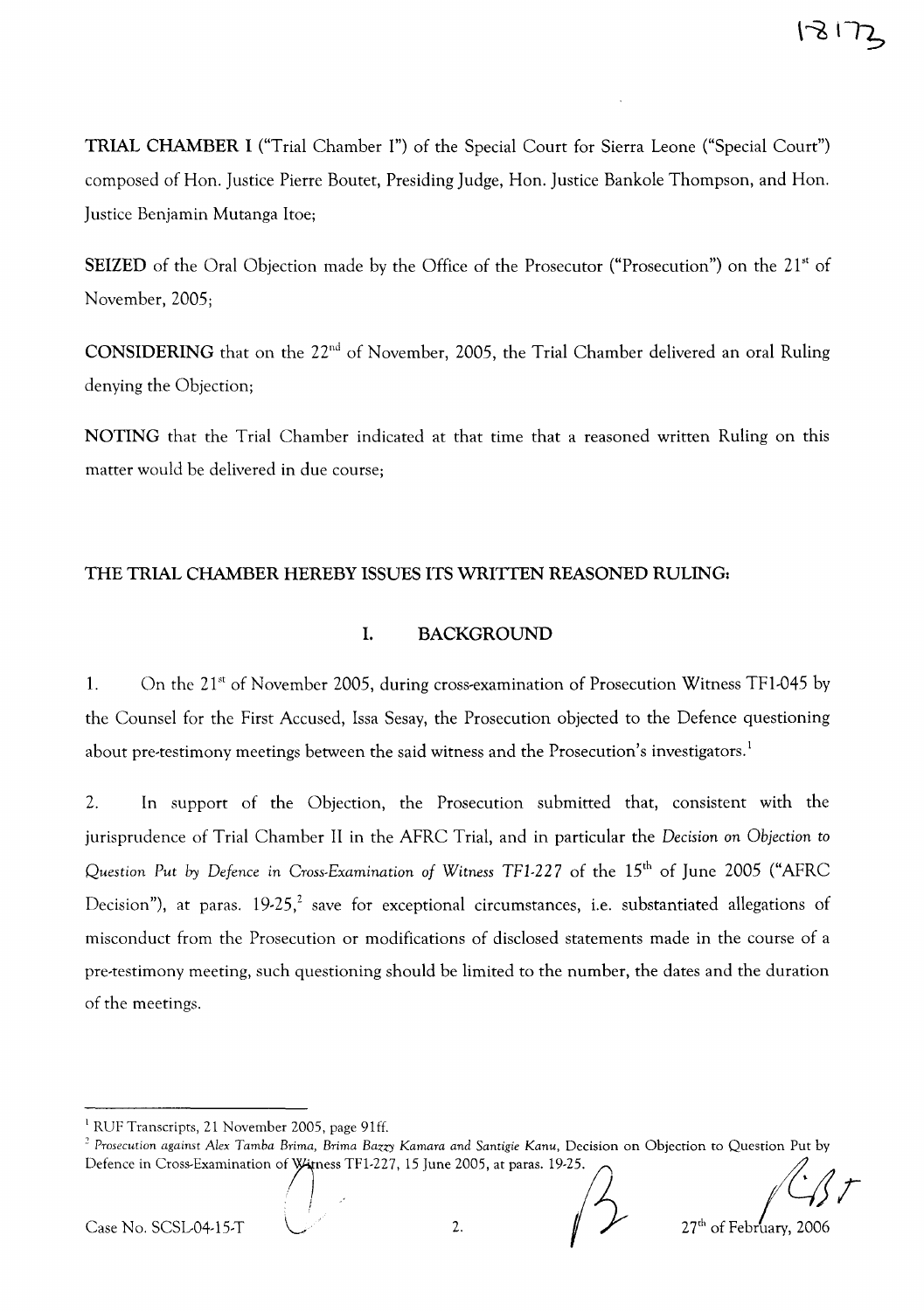**TRIAL CHAMBER I** ("Trial Chamber I") of the Special Court for Sierra Leone ("Special Court") composed of Hon. Justice Pierre Boutet, Presiding Judge, Hon. Justice Bankole Thompson, and Hon. Justice Benjamin Mutanga Itoe;

**SEIZED** of the Oral Objection made by the Office of the Prosecutor ("Prosecution") on the 21st of November, 2005;

**CONSIDERING** that on the 22nd of November, 2005, the Trial Chamber delivered an oral Ruling denying the Objection;

**NOTING** that the Trial Chamber indicated at that time that a reasoned written Ruling on this matter would be delivered in due course;

**THE TRIAL CHAMBER HEREBY ISSUES ITS WRITTEN REASONED RULING:**

## I. BACKGROUND

1. On the 21st of November 2005, during cross-examination of Prosecution Witness TF1-045 by the Counsel for the First Accused, Issa Sesay, the Prosecution objected to the Defence questioning about pre-testimony meetings between the said witness and the Prosecution's investigators.[1]

2. In support of the Objection, the Prosecution submitted that, consistent with the jurisprudence of Trial Chamber II in the AFRC Trial, and in particular the *Decision on Objection to Question Put by Defence in Cross-Examination of Witness TF1-227* of the 15th of June 2005 ("AFRC Decision"), at paras. 19-25,[2] save for exceptional circumstances, i.e. substantiated allegations of misconduct from the Prosecution or modifications of disclosed statements made in the course of a pre-testimony meeting, such questioning should be limited to the number, the dates and the duration of the meetings.

---

[1] RUF Transcripts, 21 November 2005, page 91ff.

[2] *Prosecution against Alex Tamba Brima, Brima Bazzy Kamara and Santigie Kanu*, Decision on Objection to Question Put by Defence in Cross-Examination of Witness TF1-227, 15 June 2005, at paras. 19-25.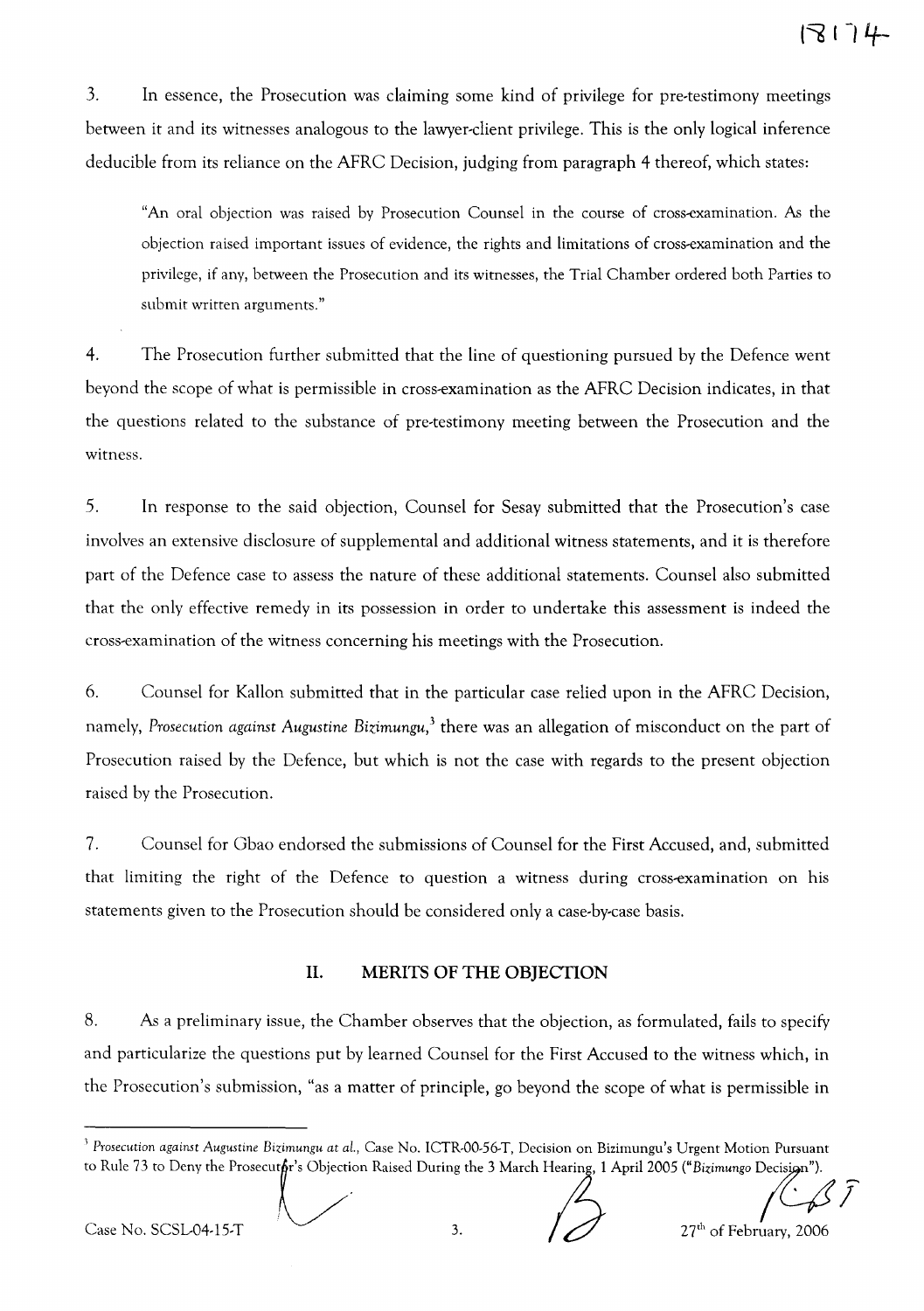3. In essence, the Prosecution was claiming some kind of privilege for pre-testimony meetings between it and its witnesses analogous to the lawyer-client privilege. This is the only logical inference deducible from its reliance on the AFRC Decision, judging from paragraph 4 thereof, which states:

> "An oral objection was raised by Prosecution Counsel in the course of cross-examination. As the objection raised important issues of evidence, the rights and limitations of cross-examination and the privilege, if any, between the Prosecution and its witnesses, the Trial Chamber ordered both Parties to submit written arguments."

4. The Prosecution further submitted that the line of questioning pursued by the Defence went beyond the scope of what is permissible in cross-examination as the AFRC Decision indicates, in that the questions related to the substance of pre-testimony meeting between the Prosecution and the witness.

5. In response to the said objection, Counsel for Sesay submitted that the Prosecution's case involves an extensive disclosure of supplemental and additional witness statements, and it is therefore part of the Defence case to assess the nature of these additional statements. Counsel also submitted that the only effective remedy in its possession in order to undertake this assessment is indeed the cross-examination of the witness concerning his meetings with the Prosecution.

6. Counsel for Kallon submitted that in the particular case relied upon in the AFRC Decision, namely, *Prosecution against Augustine Bizimungu*,[3] there was an allegation of misconduct on the part of Prosecution raised by the Defence, but which is not the case with regards to the present objection raised by the Prosecution.

7. Counsel for Gbao endorsed the submissions of Counsel for the First Accused, and, submitted that limiting the right of the Defence to question a witness during cross-examination on his statements given to the Prosecution should be considered only a case-by-case basis.

## II. MERITS OF THE OBJECTION

8. As a preliminary issue, the Chamber observes that the objection, as formulated, fails to specify and particularize the questions put by learned Counsel for the First Accused to the witness which, in the Prosecution's submission, "as a matter of principle, go beyond the scope of what is permissible in

---

[3] *Prosecution against Augustine Bizimungu at al.*, Case No. ICTR-00-56-T, Decision on Bizimungu's Urgent Motion Pursuant to Rule 73 to Deny the Prosecutor's Objection Raised During the 3 March Hearing, 1 April 2005 ("*Bizimungo* Decision").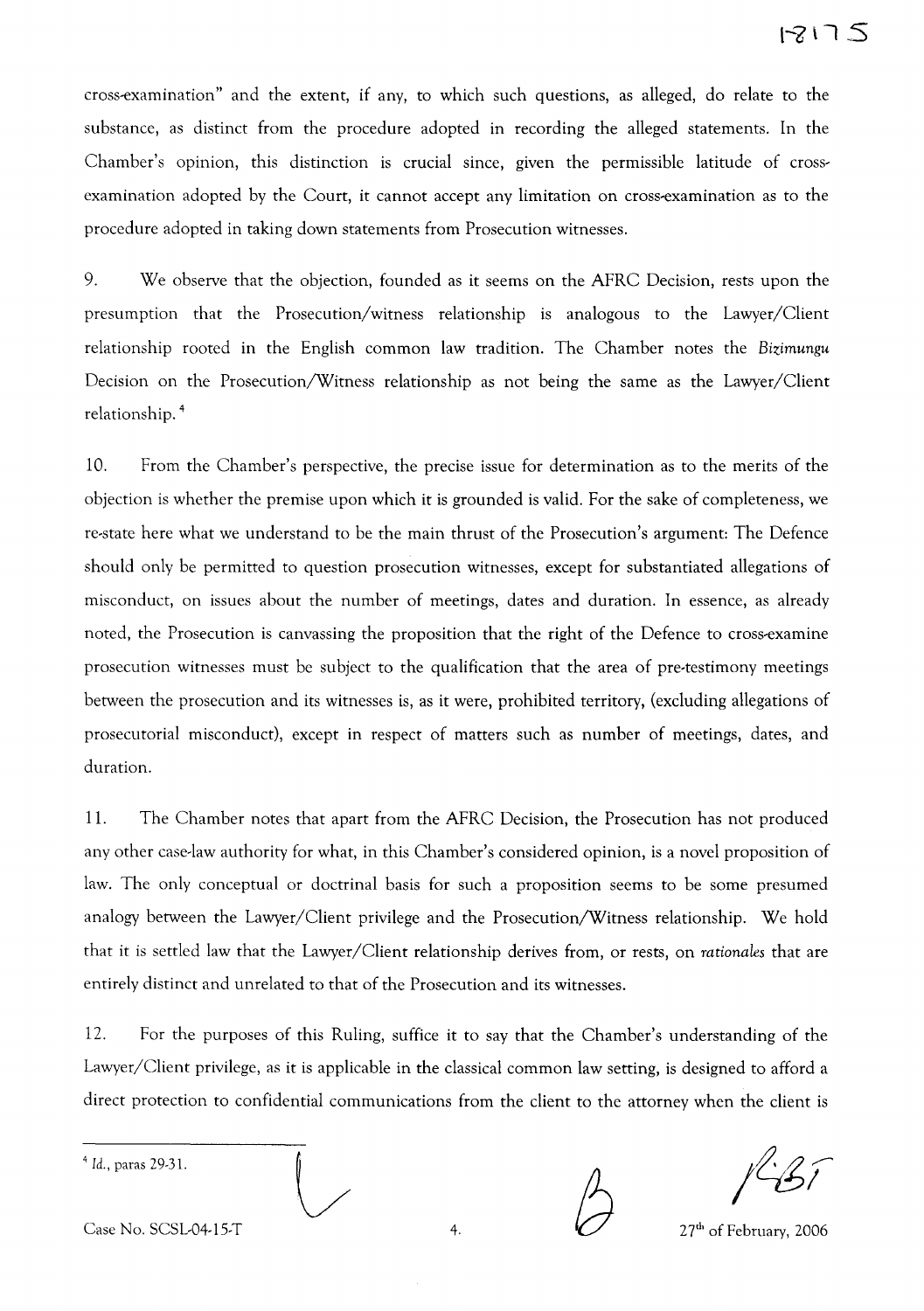cross-examination" and the extent, if any, to which such questions, as alleged, do relate to the substance, as distinct from the procedure adopted in recording the alleged statements. In the Chamber's opinion, this distinction is crucial since, given the permissible latitude of cross-examination adopted by the Court, it cannot accept any limitation on cross-examination as to the procedure adopted in taking down statements from Prosecution witnesses.

9. We observe that the objection, founded as it seems on the AFRC Decision, rests upon the presumption that the Prosecution/witness relationship is analogous to the Lawyer/Client relationship rooted in the English common law tradition. The Chamber notes the *Bizimungu* Decision on the Prosecution/Witness relationship as not being the same as the Lawyer/Client relationship.[4]

10. From the Chamber's perspective, the precise issue for determination as to the merits of the objection is whether the premise upon which it is grounded is valid. For the sake of completeness, we re-state here what we understand to be the main thrust of the Prosecution's argument: The Defence should only be permitted to question prosecution witnesses, except for substantiated allegations of misconduct, on issues about the number of meetings, dates and duration. In essence, as already noted, the Prosecution is canvassing the proposition that the right of the Defence to cross-examine prosecution witnesses must be subject to the qualification that the area of pre-testimony meetings between the prosecution and its witnesses is, as it were, prohibited territory, (excluding allegations of prosecutorial misconduct), except in respect of matters such as number of meetings, dates, and duration.

11. The Chamber notes that apart from the AFRC Decision, the Prosecution has not produced any other case-law authority for what, in this Chamber's considered opinion, is a novel proposition of law. The only conceptual or doctrinal basis for such a proposition seems to be some presumed analogy between the Lawyer/Client privilege and the Prosecution/Witness relationship. We hold that it is settled law that the Lawyer/Client relationship derives from, or rests, on *rationales* that are entirely distinct and unrelated to that of the Prosecution and its witnesses.

12. For the purposes of this Ruling, suffice it to say that the Chamber's understanding of the Lawyer/Client privilege, as it is applicable in the classical common law setting, is designed to afford a direct protection to confidential communications from the client to the attorney when the client is

---

[4] Id., paras 29-31.

Case No. SCSL-04-15-T 27th of February, 2006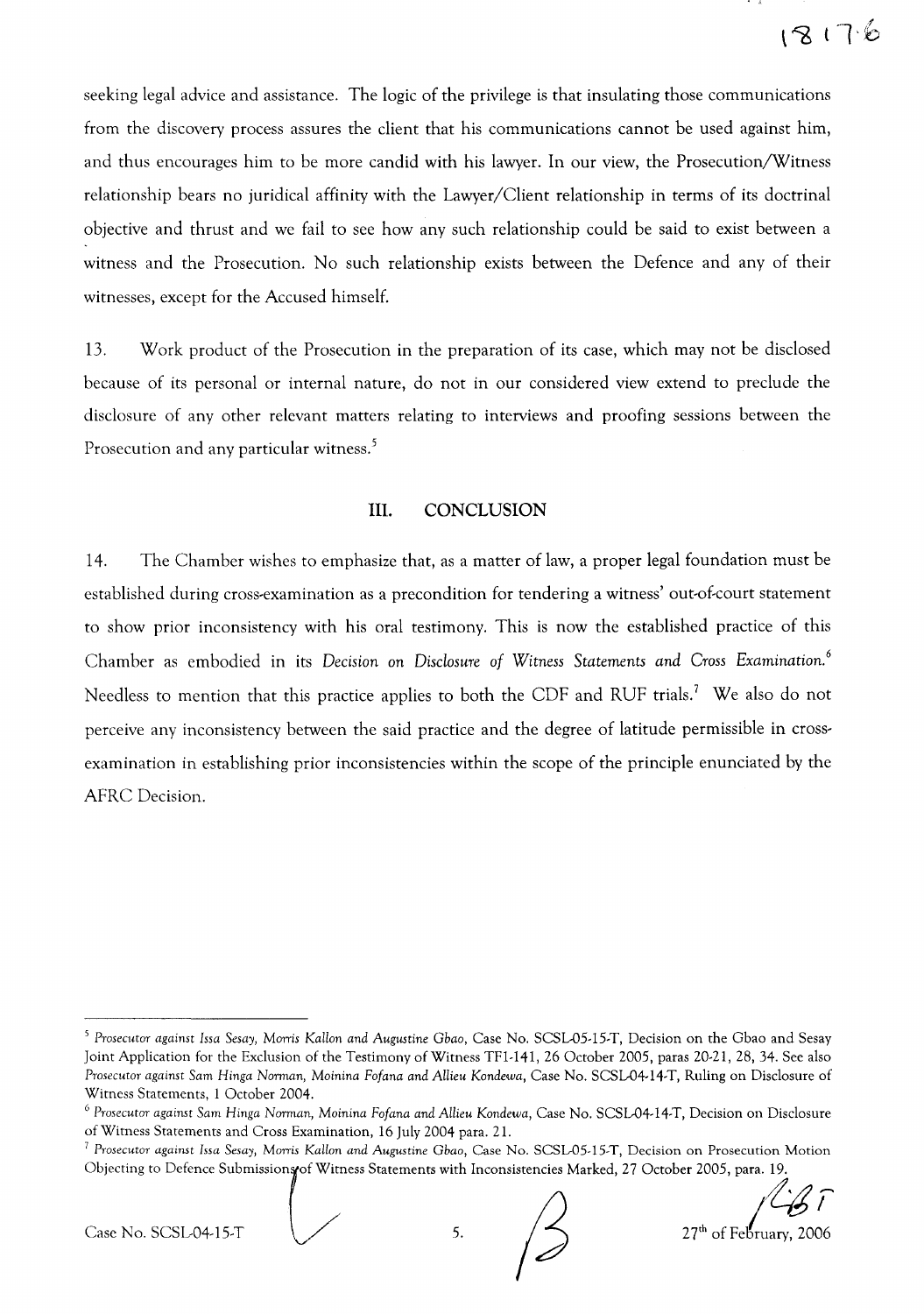seeking legal advice and assistance. The logic of the privilege is that insulating those communications from the discovery process assures the client that his communications cannot be used against him, and thus encourages him to be more candid with his lawyer. In our view, the Prosecution/Witness relationship bears no juridical affinity with the Lawyer/Client relationship in terms of its doctrinal objective and thrust and we fail to see how any such relationship could be said to exist between a witness and the Prosecution. No such relationship exists between the Defence and any of their witnesses, except for the Accused himself.

13. Work product of the Prosecution in the preparation of its case, which may not be disclosed because of its personal or internal nature, do not in our considered view extend to preclude the disclosure of any other relevant matters relating to interviews and proofing sessions between the Prosecution and any particular witness.[5]

## III. CONCLUSION

14. The Chamber wishes to emphasize that, as a matter of law, a proper legal foundation must be established during cross-examination as a precondition for tendering a witness' out-of-court statement to show prior inconsistency with his oral testimony. This is now the established practice of this Chamber as embodied in its *Decision on Disclosure of Witness Statements and Cross Examination.*[6] Needless to mention that this practice applies to both the CDF and RUF trials.[7] We also do not perceive any inconsistency between the said practice and the degree of latitude permissible in cross-examination in establishing prior inconsistencies within the scope of the principle enunciated by the AFRC Decision.

---

[5] *Prosecutor against Issa Sesay, Morris Kallon and Augustine Gbao*, Case No. SCSL-05-15-T, Decision on the Gbao and Sesay Joint Application for the Exclusion of the Testimony of Witness TF1-141, 26 October 2005, paras 20-21, 28, 34. See also *Prosecutor against Sam Hinga Norman, Moinina Fofana and Allieu Kondewa*, Case No. SCSL-04-14-T, Ruling on Disclosure of Witness Statements, 1 October 2004.

[6] *Prosecutor against Sam Hinga Norman, Moinina Fofana and Allieu Kondewa*, Case No. SCSL-04-14-T, Decision on Disclosure of Witness Statements and Cross Examination, 16 July 2004 para. 21.

[7] *Prosecutor against Issa Sesay, Morris Kallon and Augustine Gbao*, Case No. SCSL-05-15-T, Decision on Prosecution Motion Objecting to Defence Submissions of Witness Statements with Inconsistencies Marked, 27 October 2005, para. 19.

Case No. SCSL-04-15-T

27th of February, 2006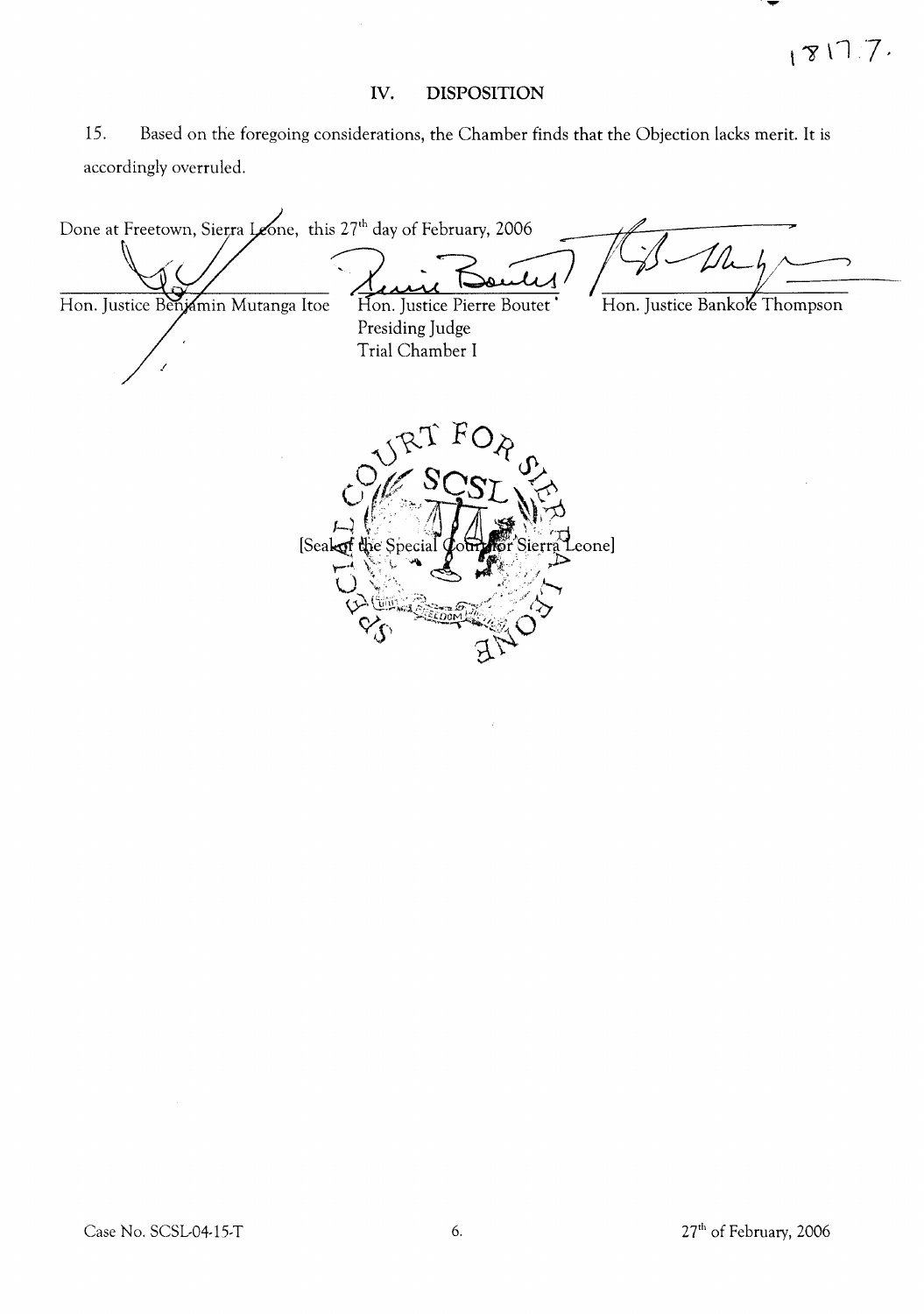## IV. DISPOSITION

15. Based on the foregoing considerations, the Chamber finds that the Objection lacks merit. It is accordingly overruled.

Done at Freetown, Sierra Leone, this 27th day of February, 2006

Hon. Justice Benjamin Mutanga Itoe

Hon. Justice Pierre Boutet
Presiding Judge
Trial Chamber I

Hon. Justice Bankole Thompson

[Seal of the Special Court for Sierra Leone]